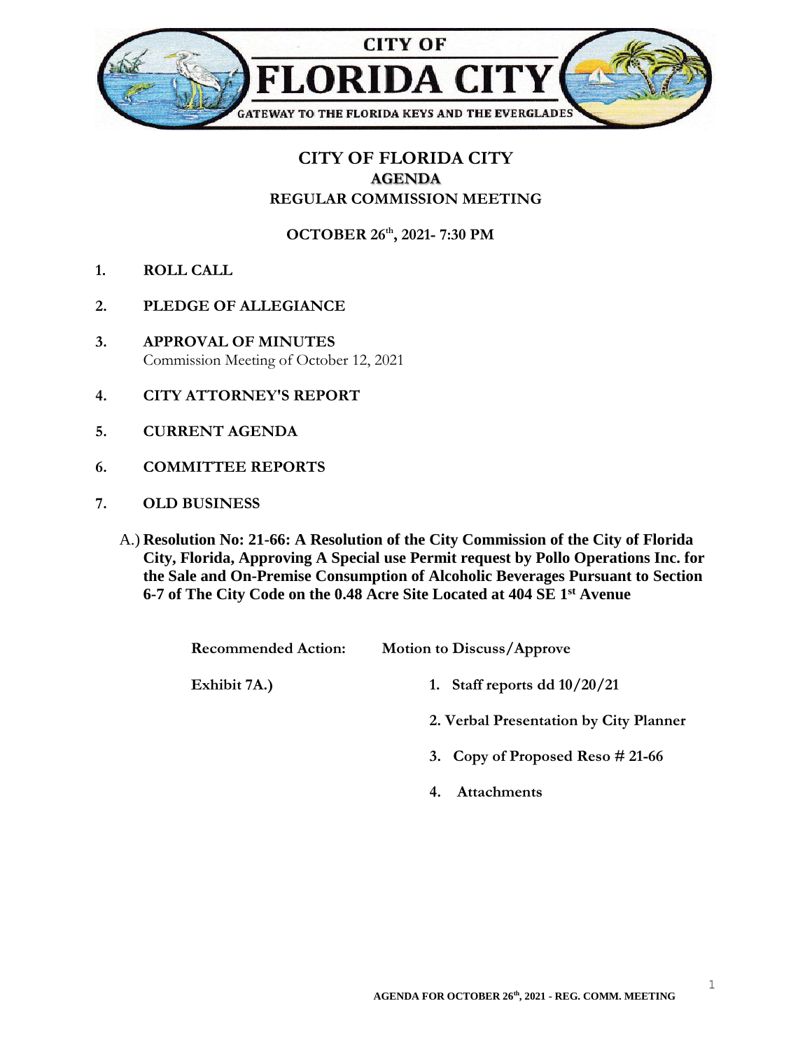# CITY OF FLORIDA CITY

## AGENDA

## REGULAR COMMISSION MEETING

**OCTOBER 26th, 2021- 7:30 PM**

1. **ROLL CALL**

2. **PLEDGE OF ALLEGIANCE**

3. **APPROVAL OF MINUTES**
   Commission Meeting of October 12, 2021

4. **CITY ATTORNEY'S REPORT**

5. **CURRENT AGENDA**

6. **COMMITTEE REPORTS**

7. **OLD BUSINESS**

   A.) **Resolution No: 21-66: A Resolution of the City Commission of the City of Florida City, Florida, Approving A Special use Permit request by Pollo Operations Inc. for the Sale and On-Premise Consumption of Alcoholic Beverages Pursuant to Section 6-7 of The City Code on the 0.48 Acre Site Located at 404 SE 1st Avenue**

   **Recommended Action:** **Motion to Discuss/Approve**

   **Exhibit 7A.)**
   1. **Staff reports dd 10/20/21**
   2. **Verbal Presentation by City Planner**
   3. **Copy of Proposed Reso # 21-66**
   4. **Attachments**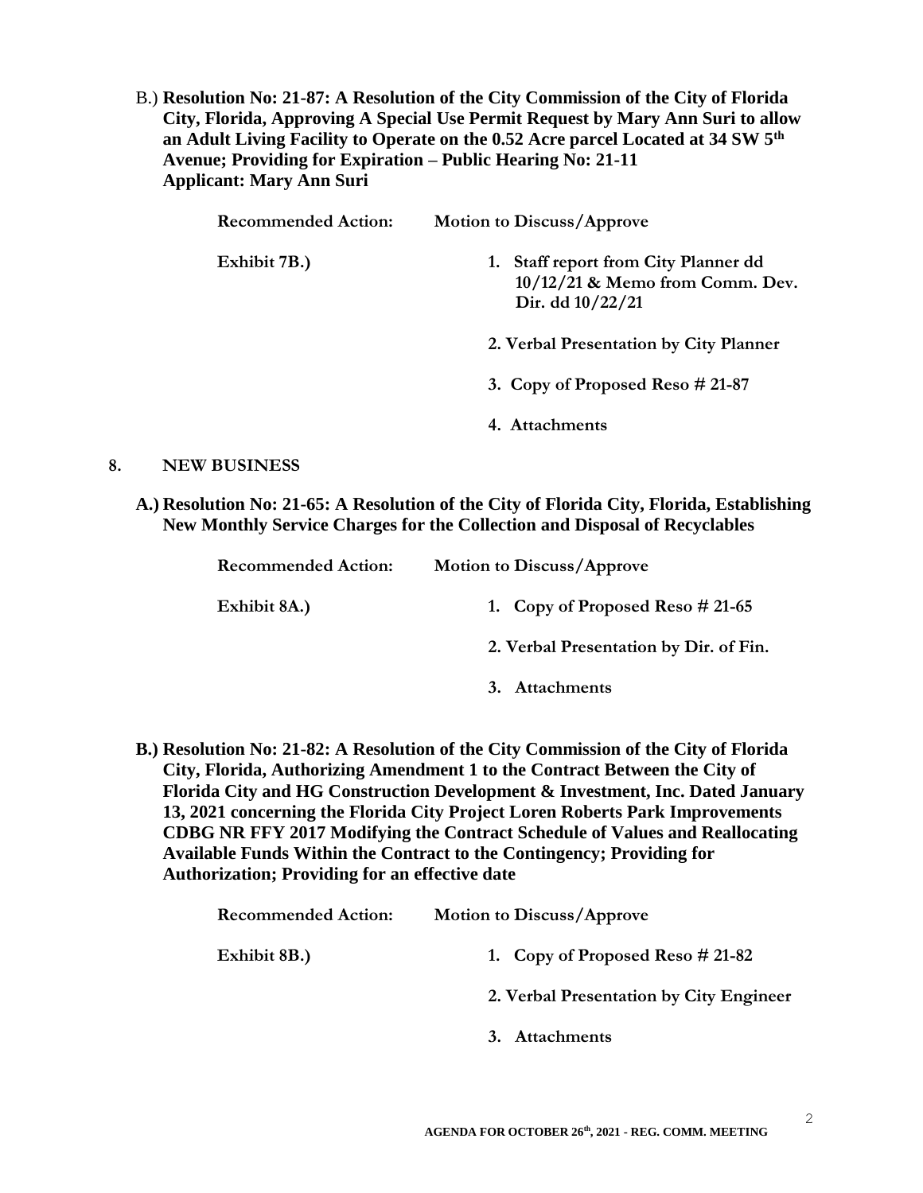B.) **Resolution No: 21-87: A Resolution of the City Commission of the City of Florida City, Florida, Approving A Special Use Permit Request by Mary Ann Suri to allow an Adult Living Facility to Operate on the 0.52 Acre parcel Located at 34 SW 5th Avenue; Providing for Expiration – Public Hearing No: 21-11**
**Applicant: Mary Ann Suri**

**Recommended Action:** **Motion to Discuss/Approve**

**Exhibit 7B.)**

1. **Staff report from City Planner dd 10/12/21 & Memo from Comm. Dev. Dir. dd 10/22/21**
2. **Verbal Presentation by City Planner**
3. **Copy of Proposed Reso # 21-87**
4. **Attachments**

## 8. NEW BUSINESS

**A.) Resolution No: 21-65: A Resolution of the City of Florida City, Florida, Establishing New Monthly Service Charges for the Collection and Disposal of Recyclables**

**Recommended Action:** **Motion to Discuss/Approve**

**Exhibit 8A.)**

1. **Copy of Proposed Reso # 21-65**
2. **Verbal Presentation by Dir. of Fin.**
3. **Attachments**

**B.) Resolution No: 21-82: A Resolution of the City Commission of the City of Florida City, Florida, Authorizing Amendment 1 to the Contract Between the City of Florida City and HG Construction Development & Investment, Inc. Dated January 13, 2021 concerning the Florida City Project Loren Roberts Park Improvements CDBG NR FFY 2017 Modifying the Contract Schedule of Values and Reallocating Available Funds Within the Contract to the Contingency; Providing for Authorization; Providing for an effective date**

**Recommended Action:** **Motion to Discuss/Approve**

**Exhibit 8B.)**

1. **Copy of Proposed Reso # 21-82**
2. **Verbal Presentation by City Engineer**
3. **Attachments**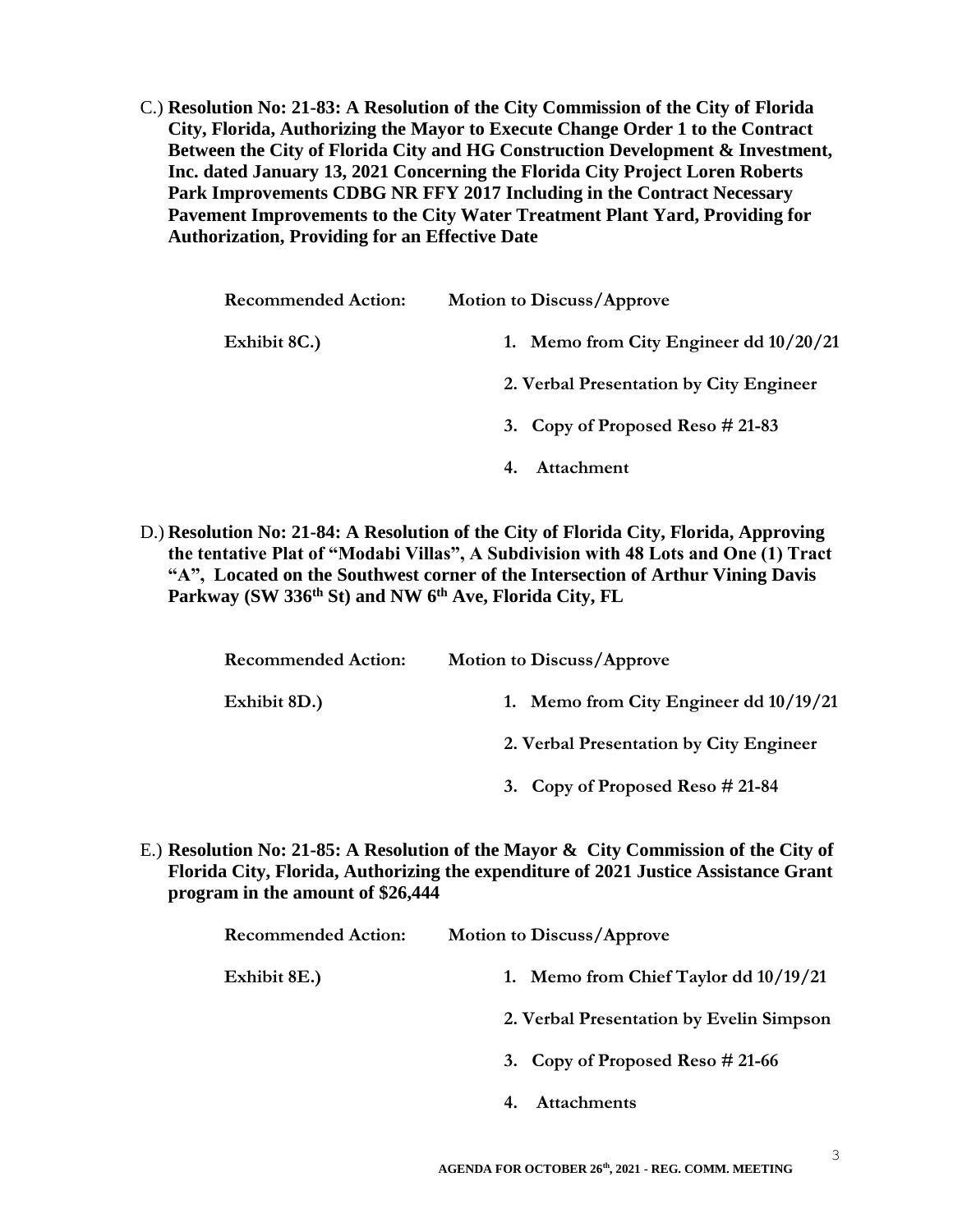C.) **Resolution No: 21-83: A Resolution of the City Commission of the City of Florida City, Florida, Authorizing the Mayor to Execute Change Order 1 to the Contract Between the City of Florida City and HG Construction Development & Investment, Inc. dated January 13, 2021 Concerning the Florida City Project Loren Roberts Park Improvements CDBG NR FFY 2017 Including in the Contract Necessary Pavement Improvements to the City Water Treatment Plant Yard, Providing for Authorization, Providing for an Effective Date**

**Recommended Action:** **Motion to Discuss/Approve**

**Exhibit 8C.)**

1. **Memo from City Engineer dd 10/20/21**
2. **Verbal Presentation by City Engineer**
3. **Copy of Proposed Reso # 21-83**
4. **Attachment**

D.) **Resolution No: 21-84: A Resolution of the City of Florida City, Florida, Approving the tentative Plat of "Modabi Villas", A Subdivision with 48 Lots and One (1) Tract "A", Located on the Southwest corner of the Intersection of Arthur Vining Davis Parkway (SW 336th St) and NW 6th Ave, Florida City, FL**

**Recommended Action:** **Motion to Discuss/Approve**

**Exhibit 8D.)**

1. **Memo from City Engineer dd 10/19/21**
2. **Verbal Presentation by City Engineer**
3. **Copy of Proposed Reso # 21-84**

E.) **Resolution No: 21-85: A Resolution of the Mayor & City Commission of the City of Florida City, Florida, Authorizing the expenditure of 2021 Justice Assistance Grant program in the amount of $26,444**

**Recommended Action:** **Motion to Discuss/Approve**

**Exhibit 8E.)**

1. **Memo from Chief Taylor dd 10/19/21**
2. **Verbal Presentation by Evelin Simpson**
3. **Copy of Proposed Reso # 21-66**
4. **Attachments**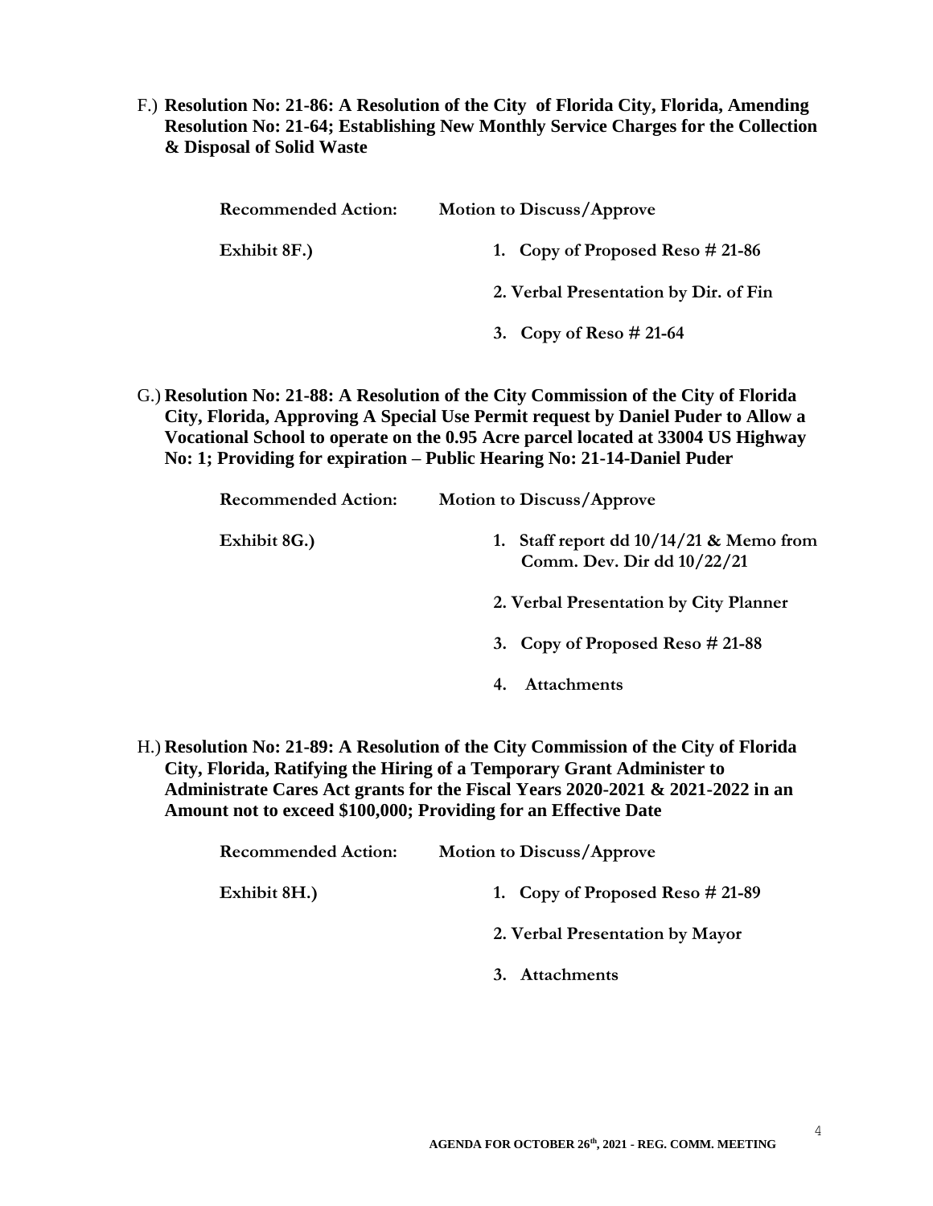F.) **Resolution No: 21-86: A Resolution of the City of Florida City, Florida, Amending Resolution No: 21-64; Establishing New Monthly Service Charges for the Collection & Disposal of Solid Waste**

**Recommended Action:** **Motion to Discuss/Approve**

**Exhibit 8F.)**

1. **Copy of Proposed Reso # 21-86**
2. **Verbal Presentation by Dir. of Fin**
3. **Copy of Reso # 21-64**

G.) **Resolution No: 21-88: A Resolution of the City Commission of the City of Florida City, Florida, Approving A Special Use Permit request by Daniel Puder to Allow a Vocational School to operate on the 0.95 Acre parcel located at 33004 US Highway No: 1; Providing for expiration – Public Hearing No: 21-14-Daniel Puder**

**Recommended Action:** **Motion to Discuss/Approve**

**Exhibit 8G.)**

1. **Staff report dd 10/14/21 & Memo from Comm. Dev. Dir dd 10/22/21**
2. **Verbal Presentation by City Planner**
3. **Copy of Proposed Reso # 21-88**
4. **Attachments**

H.) **Resolution No: 21-89: A Resolution of the City Commission of the City of Florida City, Florida, Ratifying the Hiring of a Temporary Grant Administer to Administrate Cares Act grants for the Fiscal Years 2020-2021 & 2021-2022 in an Amount not to exceed $100,000; Providing for an Effective Date**

**Recommended Action:** **Motion to Discuss/Approve**

**Exhibit 8H.)**

1. **Copy of Proposed Reso # 21-89**
2. **Verbal Presentation by Mayor**
3. **Attachments**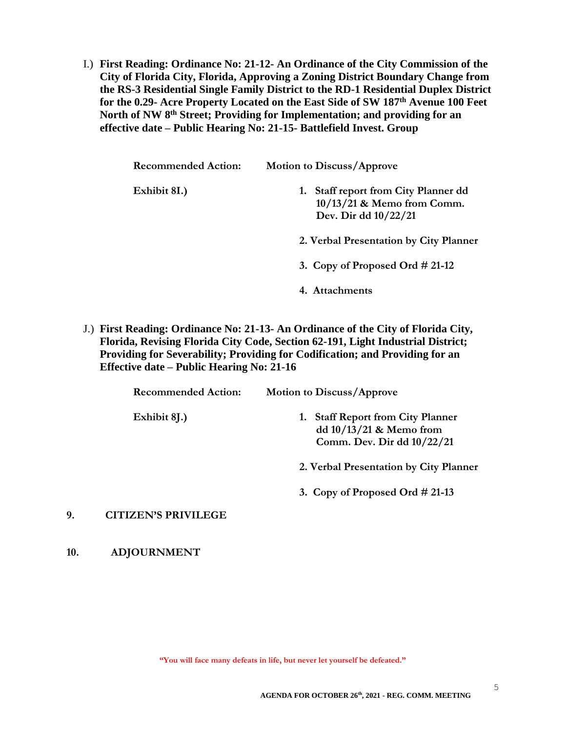I.) **First Reading: Ordinance No: 21-12- An Ordinance of the City Commission of the City of Florida City, Florida, Approving a Zoning District Boundary Change from the RS-3 Residential Single Family District to the RD-1 Residential Duplex District for the 0.29- Acre Property Located on the East Side of SW 187th Avenue 100 Feet North of NW 8th Street; Providing for Implementation; and providing for an effective date – Public Hearing No: 21-15- Battlefield Invest. Group**

**Recommended Action:** **Motion to Discuss/Approve**

**Exhibit 8I.)**

1. **Staff report from City Planner dd 10/13/21 & Memo from Comm. Dev. Dir dd 10/22/21**
2. **Verbal Presentation by City Planner**
3. **Copy of Proposed Ord # 21-12**
4. **Attachments**

J.) **First Reading: Ordinance No: 21-13- An Ordinance of the City of Florida City, Florida, Revising Florida City Code, Section 62-191, Light Industrial District; Providing for Severability; Providing for Codification; and Providing for an Effective date – Public Hearing No: 21-16**

**Recommended Action:** **Motion to Discuss/Approve**

**Exhibit 8J.)**

1. **Staff Report from City Planner dd 10/13/21 & Memo from Comm. Dev. Dir dd 10/22/21**
2. **Verbal Presentation by City Planner**
3. **Copy of Proposed Ord # 21-13**

## 9. CITIZEN'S PRIVILEGE

## 10. ADJOURNMENT

**"You will face many defeats in life, but never let yourself be defeated."**